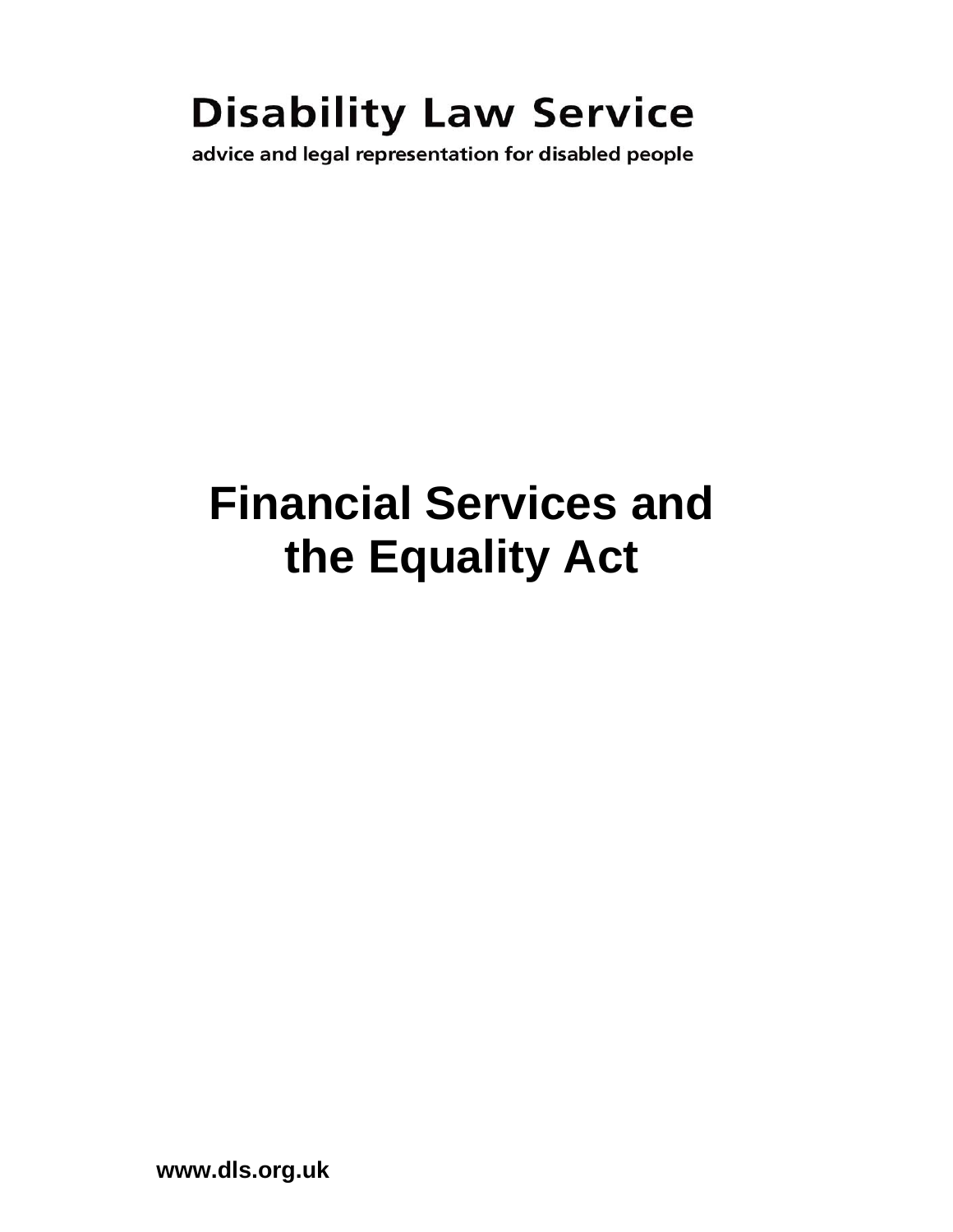**Disability Law Service**

advice and legal representation for disabled people

# Financial Services and the Equality Act

**www.dls.org.uk**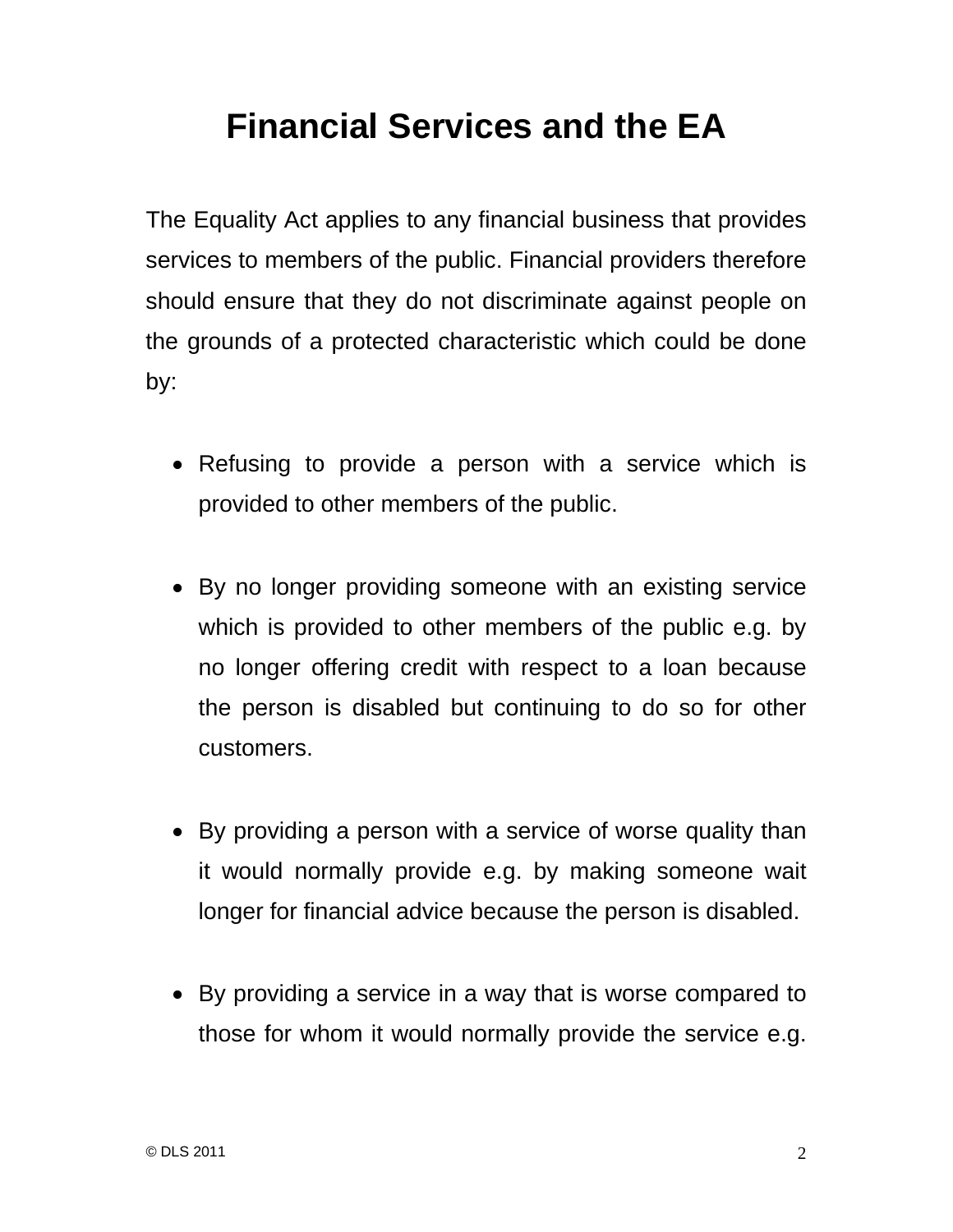# Financial Services and the EA

The Equality Act applies to any financial business that provides services to members of the public. Financial providers therefore should ensure that they do not discriminate against people on the grounds of a protected characteristic which could be done by:

- Refusing to provide a person with a service which is provided to other members of the public.

- By no longer providing someone with an existing service which is provided to other members of the public e.g. by no longer offering credit with respect to a loan because the person is disabled but continuing to do so for other customers.

- By providing a person with a service of worse quality than it would normally provide e.g. by making someone wait longer for financial advice because the person is disabled.

- By providing a service in a way that is worse compared to those for whom it would normally provide the service e.g.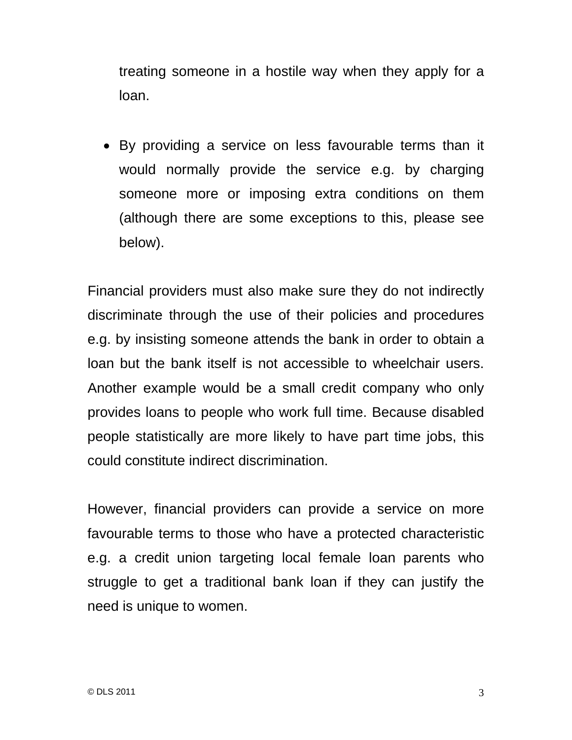treating someone in a hostile way when they apply for a loan.

- By providing a service on less favourable terms than it would normally provide the service e.g. by charging someone more or imposing extra conditions on them (although there are some exceptions to this, please see below).

Financial providers must also make sure they do not indirectly discriminate through the use of their policies and procedures e.g. by insisting someone attends the bank in order to obtain a loan but the bank itself is not accessible to wheelchair users. Another example would be a small credit company who only provides loans to people who work full time. Because disabled people statistically are more likely to have part time jobs, this could constitute indirect discrimination.

However, financial providers can provide a service on more favourable terms to those who have a protected characteristic e.g. a credit union targeting local female loan parents who struggle to get a traditional bank loan if they can justify the need is unique to women.

© DLS 2011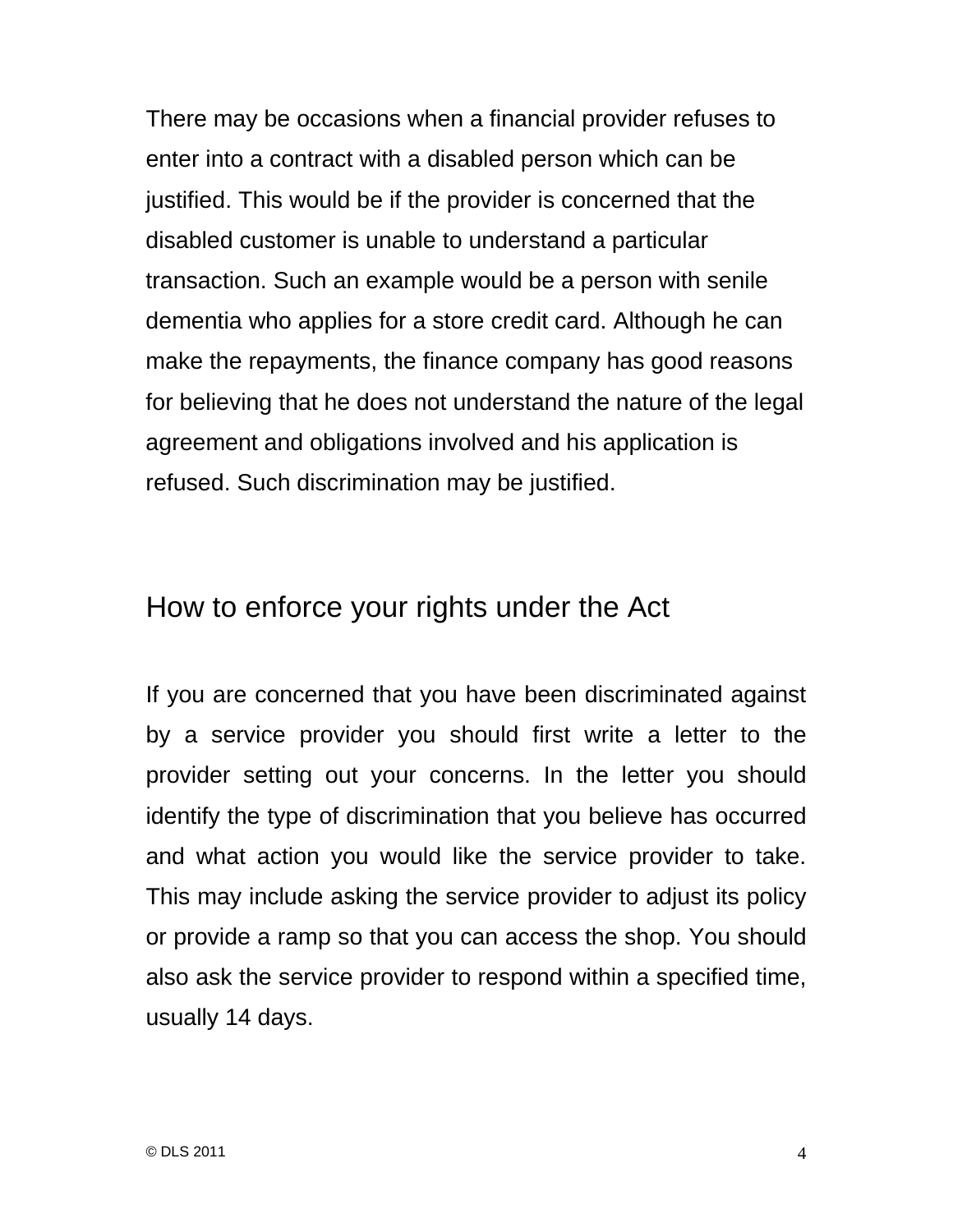There may be occasions when a financial provider refuses to enter into a contract with a disabled person which can be justified. This would be if the provider is concerned that the disabled customer is unable to understand a particular transaction. Such an example would be a person with senile dementia who applies for a store credit card. Although he can make the repayments, the finance company has good reasons for believing that he does not understand the nature of the legal agreement and obligations involved and his application is refused. Such discrimination may be justified.

## How to enforce your rights under the Act

If you are concerned that you have been discriminated against by a service provider you should first write a letter to the provider setting out your concerns. In the letter you should identify the type of discrimination that you believe has occurred and what action you would like the service provider to take. This may include asking the service provider to adjust its policy or provide a ramp so that you can access the shop. You should also ask the service provider to respond within a specified time, usually 14 days.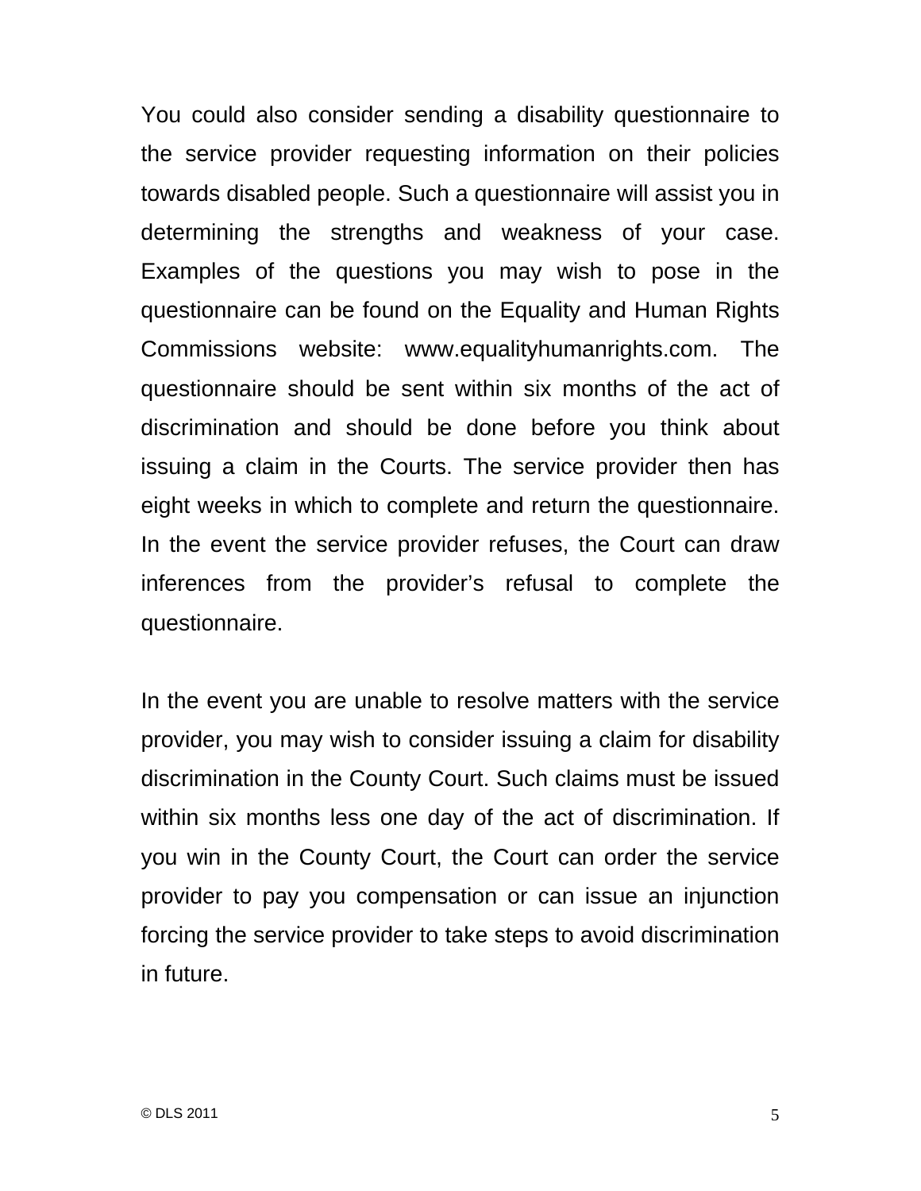You could also consider sending a disability questionnaire to the service provider requesting information on their policies towards disabled people. Such a questionnaire will assist you in determining the strengths and weakness of your case. Examples of the questions you may wish to pose in the questionnaire can be found on the Equality and Human Rights Commissions website: www.equalityhumanrights.com. The questionnaire should be sent within six months of the act of discrimination and should be done before you think about issuing a claim in the Courts. The service provider then has eight weeks in which to complete and return the questionnaire. In the event the service provider refuses, the Court can draw inferences from the provider's refusal to complete the questionnaire.

In the event you are unable to resolve matters with the service provider, you may wish to consider issuing a claim for disability discrimination in the County Court. Such claims must be issued within six months less one day of the act of discrimination. If you win in the County Court, the Court can order the service provider to pay you compensation or can issue an injunction forcing the service provider to take steps to avoid discrimination in future.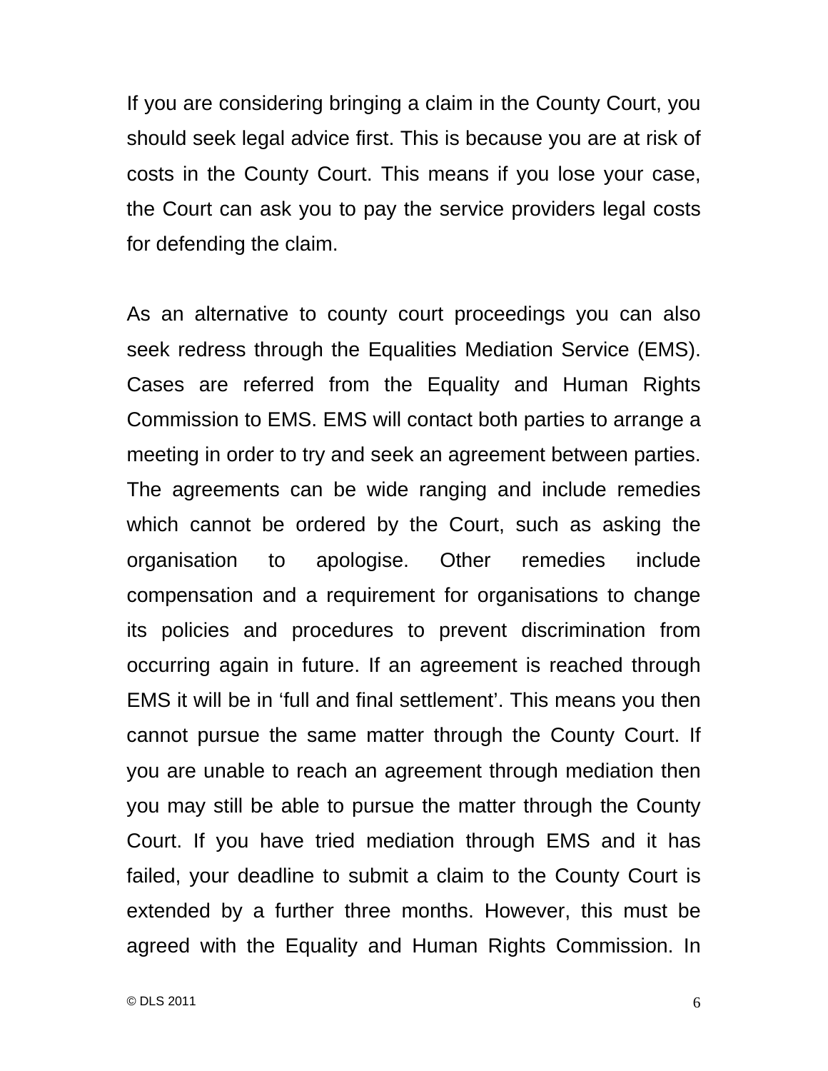If you are considering bringing a claim in the County Court, you should seek legal advice first. This is because you are at risk of costs in the County Court. This means if you lose your case, the Court can ask you to pay the service providers legal costs for defending the claim.

As an alternative to county court proceedings you can also seek redress through the Equalities Mediation Service (EMS). Cases are referred from the Equality and Human Rights Commission to EMS. EMS will contact both parties to arrange a meeting in order to try and seek an agreement between parties. The agreements can be wide ranging and include remedies which cannot be ordered by the Court, such as asking the organisation to apologise. Other remedies include compensation and a requirement for organisations to change its policies and procedures to prevent discrimination from occurring again in future. If an agreement is reached through EMS it will be in 'full and final settlement'. This means you then cannot pursue the same matter through the County Court. If you are unable to reach an agreement through mediation then you may still be able to pursue the matter through the County Court. If you have tried mediation through EMS and it has failed, your deadline to submit a claim to the County Court is extended by a further three months. However, this must be agreed with the Equality and Human Rights Commission. In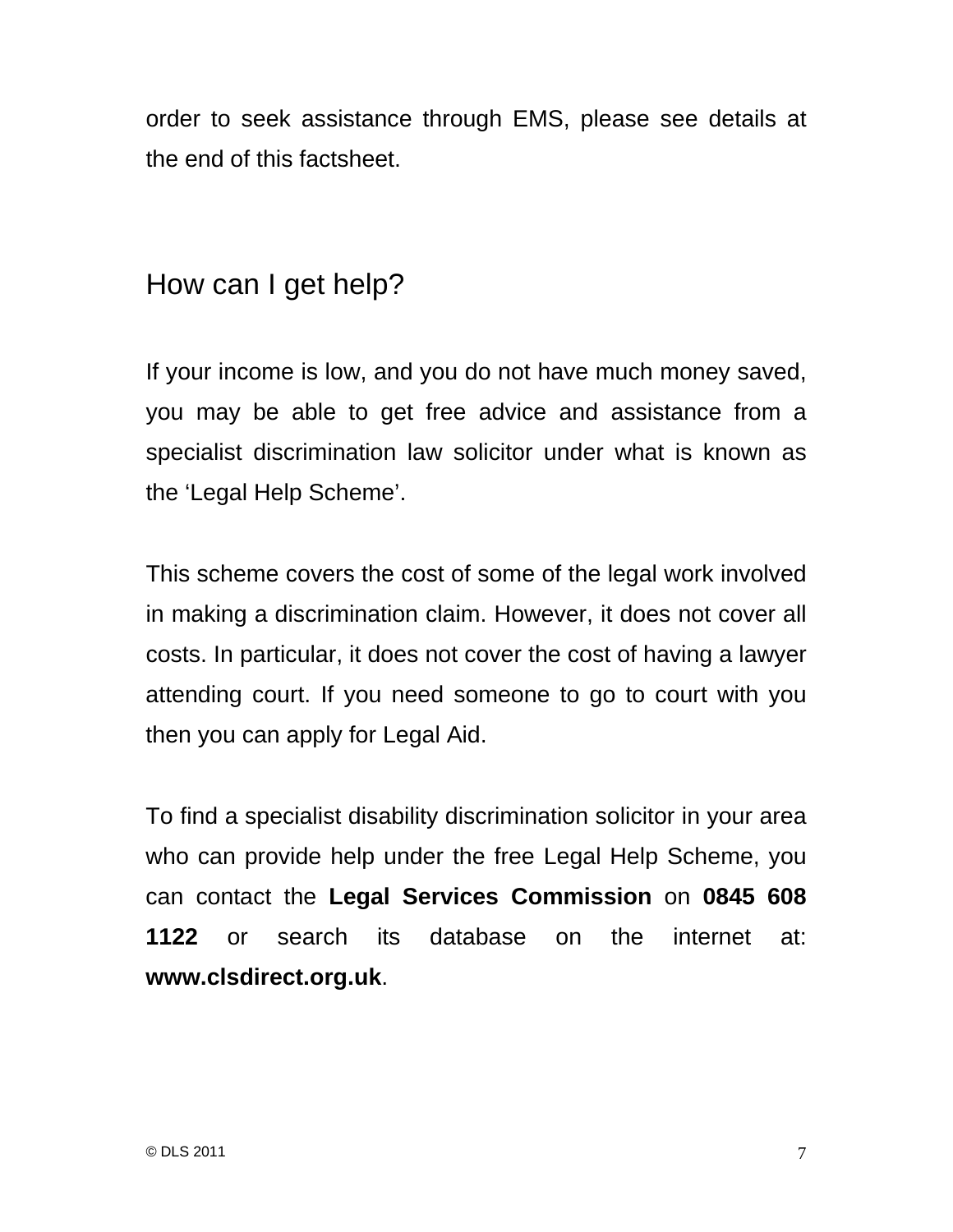order to seek assistance through EMS, please see details at the end of this factsheet.

## How can I get help?

If your income is low, and you do not have much money saved, you may be able to get free advice and assistance from a specialist discrimination law solicitor under what is known as the ‘Legal Help Scheme’.

This scheme covers the cost of some of the legal work involved in making a discrimination claim. However, it does not cover all costs. In particular, it does not cover the cost of having a lawyer attending court. If you need someone to go to court with you then you can apply for Legal Aid.

To find a specialist disability discrimination solicitor in your area who can provide help under the free Legal Help Scheme, you can contact the **Legal Services Commission** on **0845 608 1122** or search its database on the internet at: **www.clsdirect.org.uk**.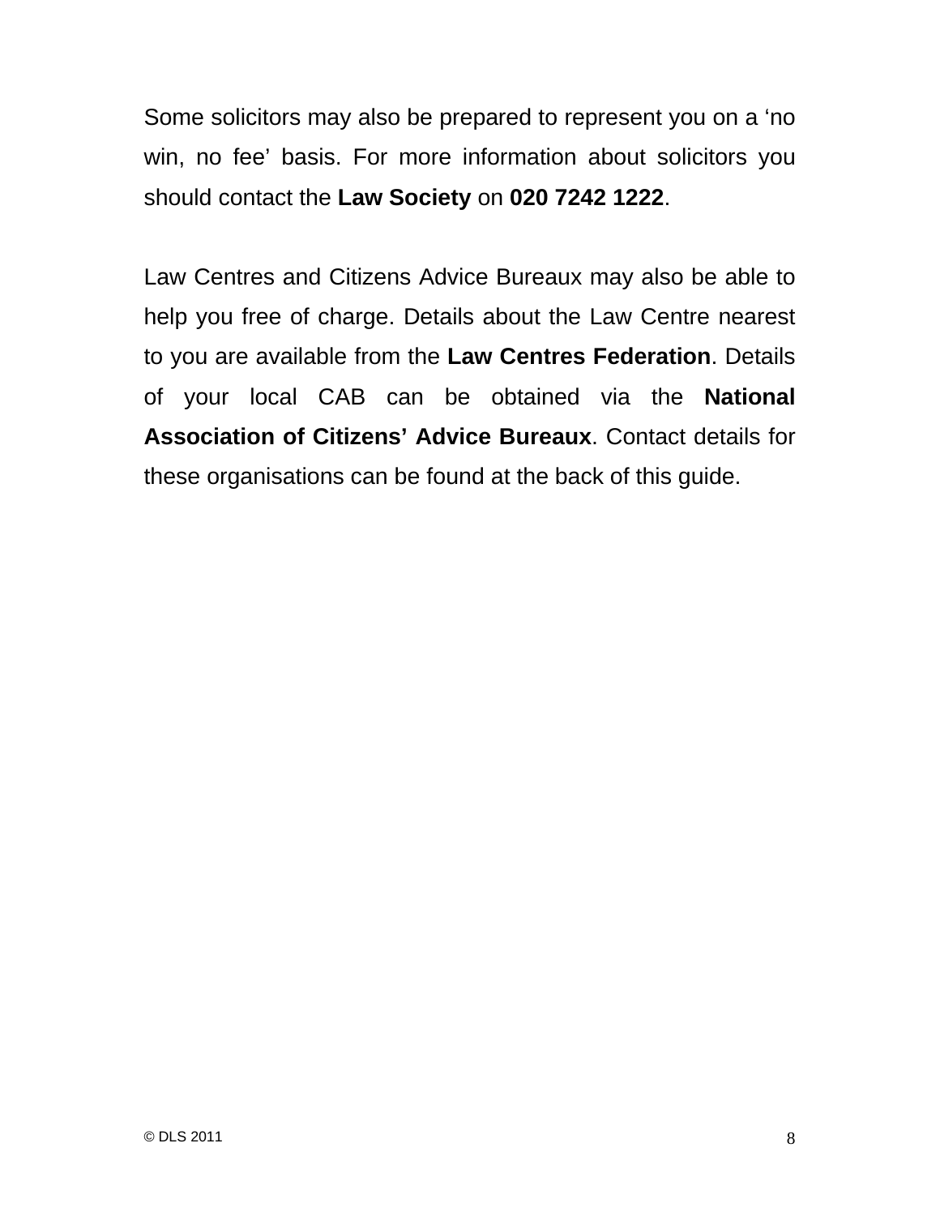Some solicitors may also be prepared to represent you on a ‘no win, no fee’ basis. For more information about solicitors you should contact the **Law Society** on **020 7242 1222**.

Law Centres and Citizens Advice Bureaux may also be able to help you free of charge. Details about the Law Centre nearest to you are available from the **Law Centres Federation**. Details of your local CAB can be obtained via the **National Association of Citizens’ Advice Bureaux**. Contact details for these organisations can be found at the back of this guide.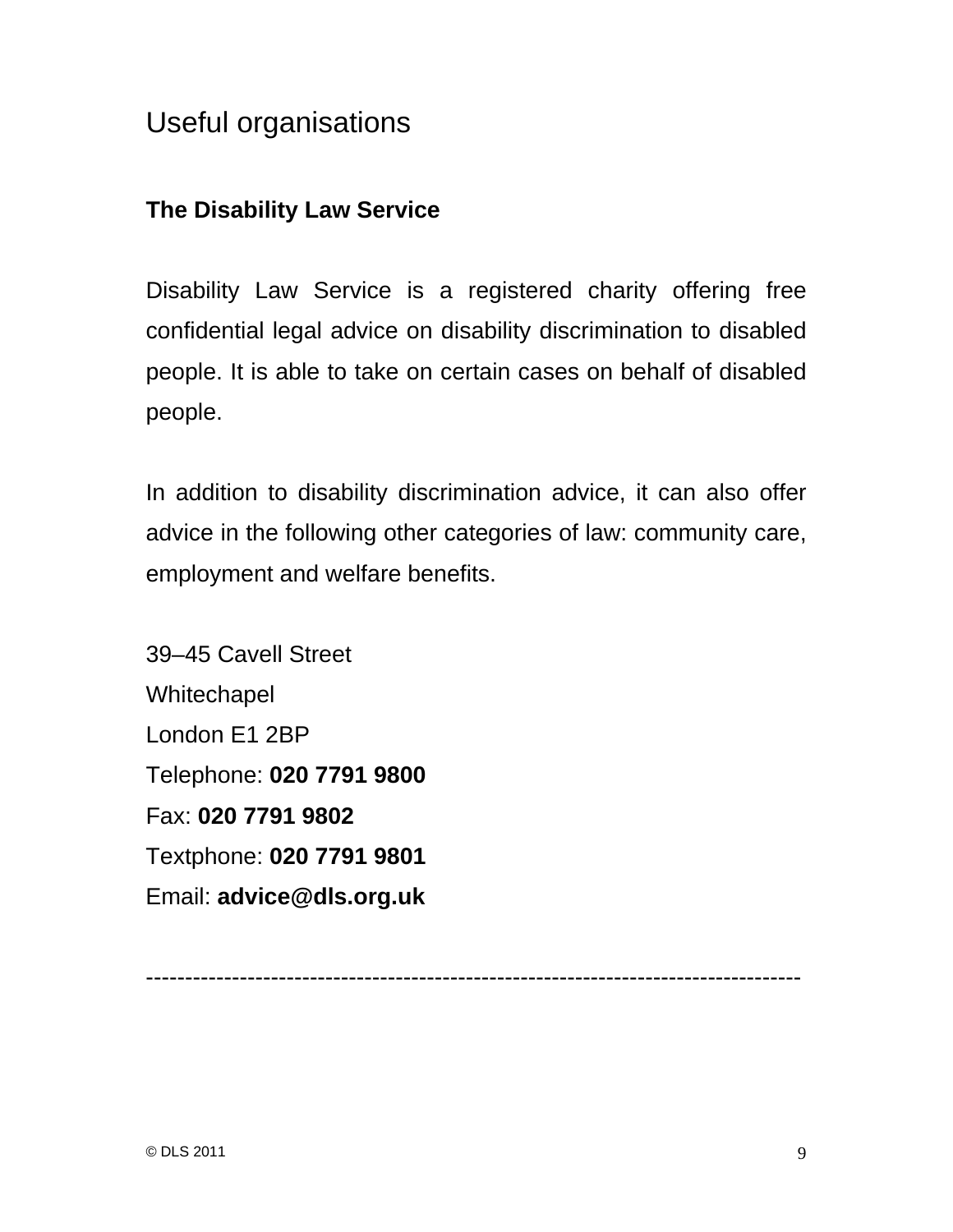## Useful organisations

**The Disability Law Service**

Disability Law Service is a registered charity offering free confidential legal advice on disability discrimination to disabled people. It is able to take on certain cases on behalf of disabled people.

In addition to disability discrimination advice, it can also offer advice in the following other categories of law: community care, employment and welfare benefits.

39–45 Cavell Street  
Whitechapel  
London E1 2BP  
Telephone: **020 7791 9800**  
Fax: **020 7791 9802**  
Textphone: **020 7791 9801**  
Email: **advice@dls.org.uk**

---

© DLS 2011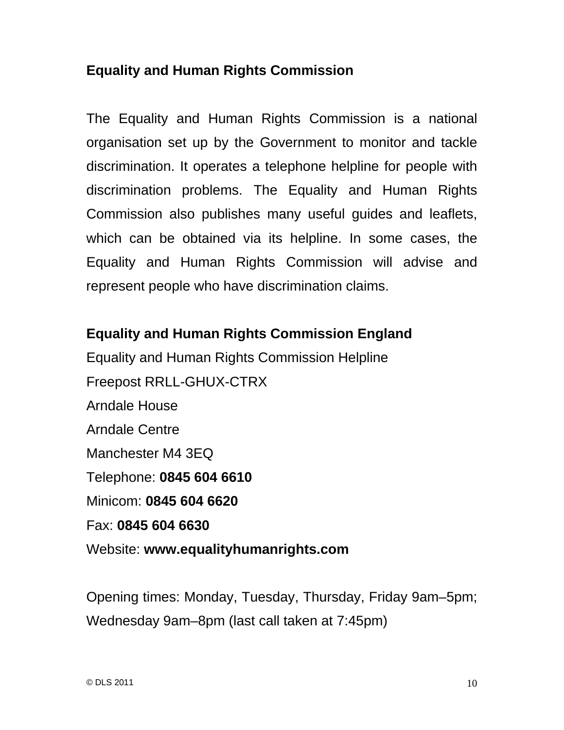## Equality and Human Rights Commission

The Equality and Human Rights Commission is a national organisation set up by the Government to monitor and tackle discrimination. It operates a telephone helpline for people with discrimination problems. The Equality and Human Rights Commission also publishes many useful guides and leaflets, which can be obtained via its helpline. In some cases, the Equality and Human Rights Commission will advise and represent people who have discrimination claims.

**Equality and Human Rights Commission England**
Equality and Human Rights Commission Helpline
Freepost RRLL-GHUX-CTRX
Arndale House
Arndale Centre
Manchester M4 3EQ
Telephone: **0845 604 6610**
Minicom: **0845 604 6620**
Fax: **0845 604 6630**
Website: **www.equalityhumanrights.com**

Opening times: Monday, Tuesday, Thursday, Friday 9am–5pm; Wednesday 9am–8pm (last call taken at 7:45pm)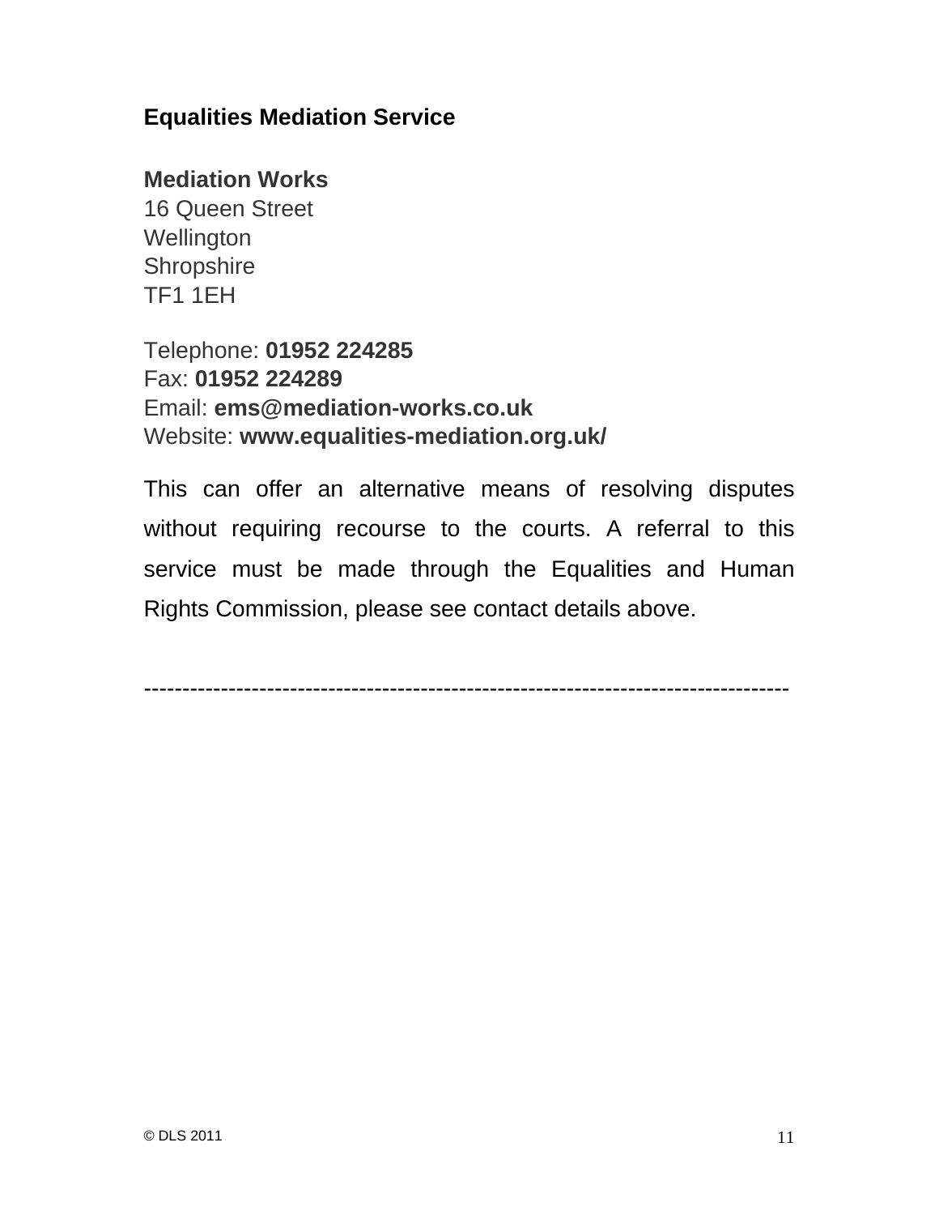**Equalities Mediation Service**

**Mediation Works**
16 Queen Street
Wellington
Shropshire
TF1 1EH

Telephone: **01952 224285**
Fax: **01952 224289**
Email: **ems@mediation-works.co.uk**
Website: **www.equalities-mediation.org.uk/**

This can offer an alternative means of resolving disputes without requiring recourse to the courts. A referral to this service must be made through the Equalities and Human Rights Commission, please see contact details above.

---

© DLS 2011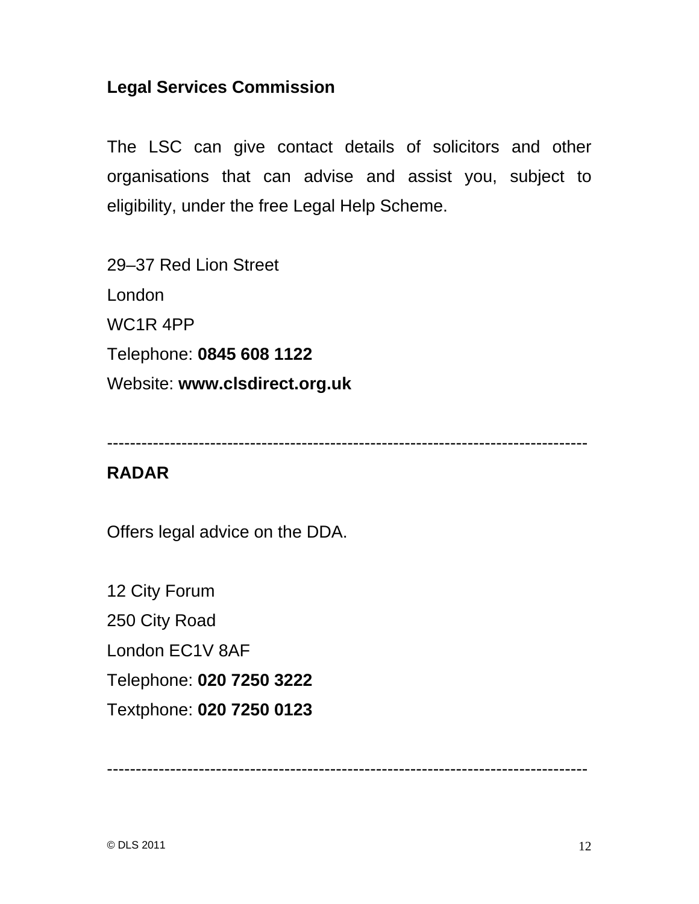**Legal Services Commission**

The LSC can give contact details of solicitors and other organisations that can advise and assist you, subject to eligibility, under the free Legal Help Scheme.

29–37 Red Lion Street
London
WC1R 4PP
Telephone: **0845 608 1122**
Website: **www.clsdirect.org.uk**

---

**RADAR**

Offers legal advice on the DDA.

12 City Forum
250 City Road
London EC1V 8AF
Telephone: **020 7250 3222**
Textphone: **020 7250 0123**

---

© DLS 2011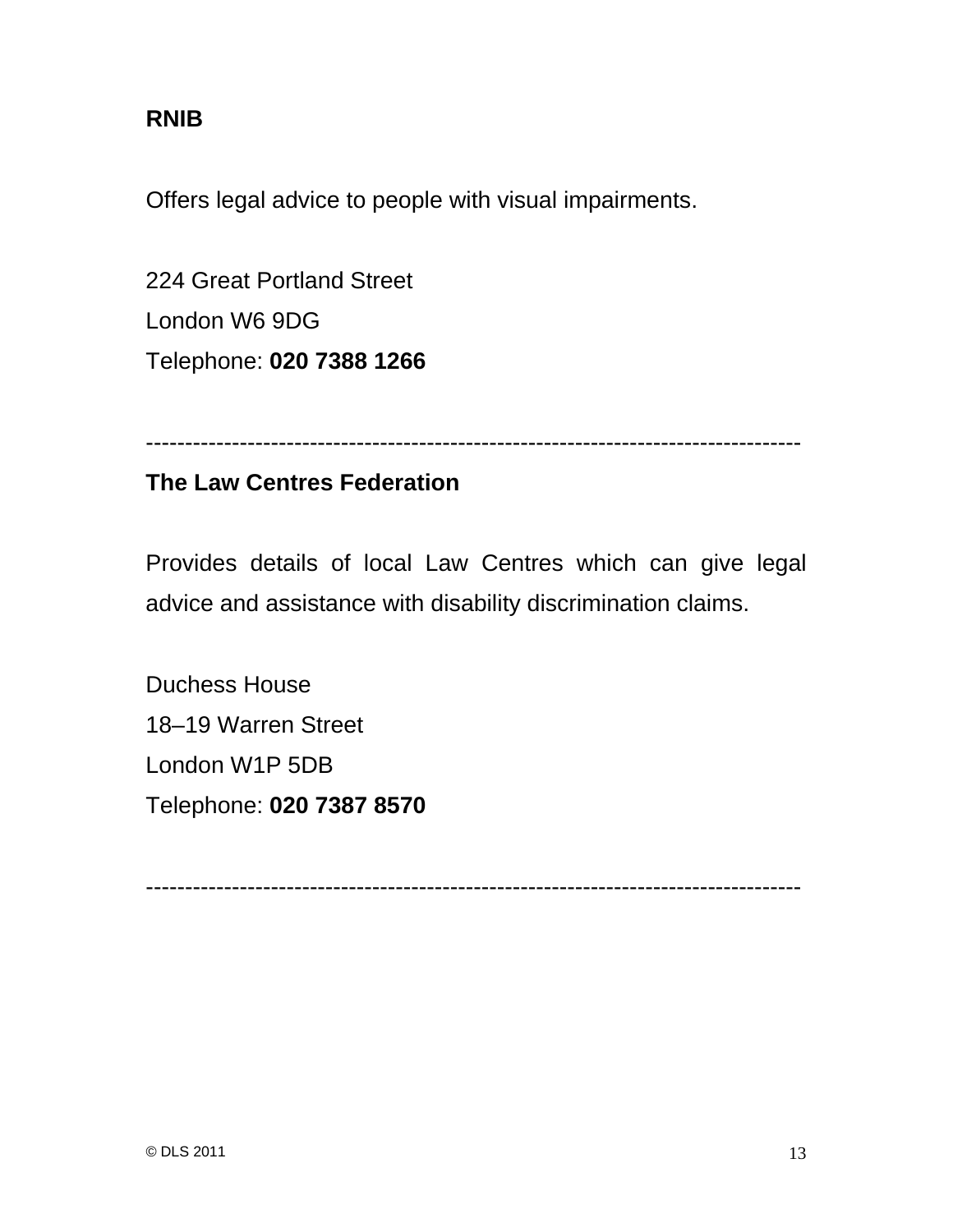**RNIB**

Offers legal advice to people with visual impairments.

224 Great Portland Street
London W6 9DG
Telephone: **020 7388 1266**

---

**The Law Centres Federation**

Provides details of local Law Centres which can give legal advice and assistance with disability discrimination claims.

Duchess House
18–19 Warren Street
London W1P 5DB
Telephone: **020 7387 8570**

---

© DLS 2011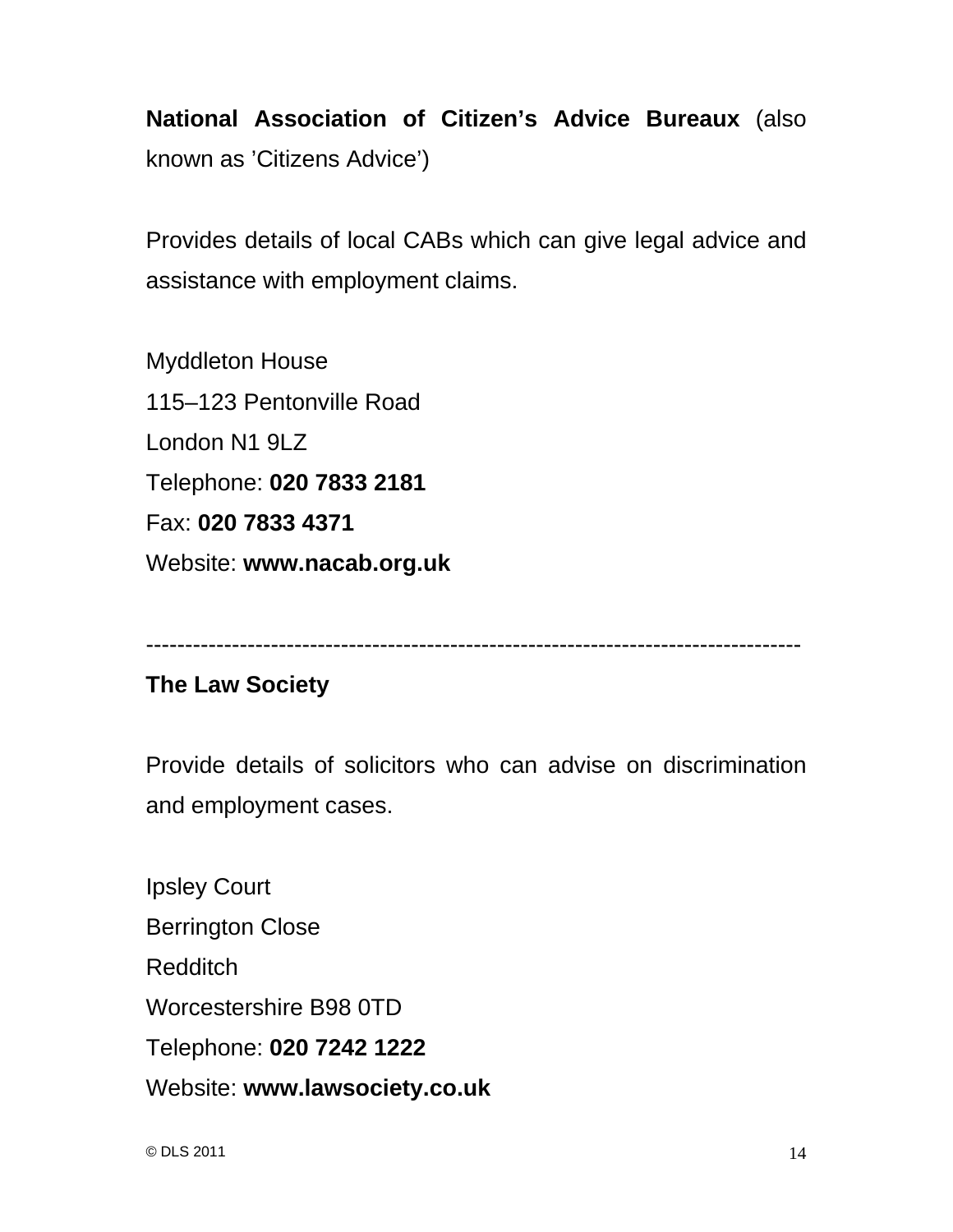**National Association of Citizen's Advice Bureaux** (also known as 'Citizens Advice')

Provides details of local CABs which can give legal advice and assistance with employment claims.

Myddleton House  
115–123 Pentonville Road  
London N1 9LZ  
Telephone: **020 7833 2181**  
Fax: **020 7833 4371**  
Website: **www.nacab.org.uk**

--------------------------------------------------------------------------------

**The Law Society**

Provide details of solicitors who can advise on discrimination and employment cases.

Ipsley Court  
Berrington Close  
Redditch  
Worcestershire B98 0TD  
Telephone: **020 7242 1222**  
Website: **www.lawsociety.co.uk**

© DLS 2011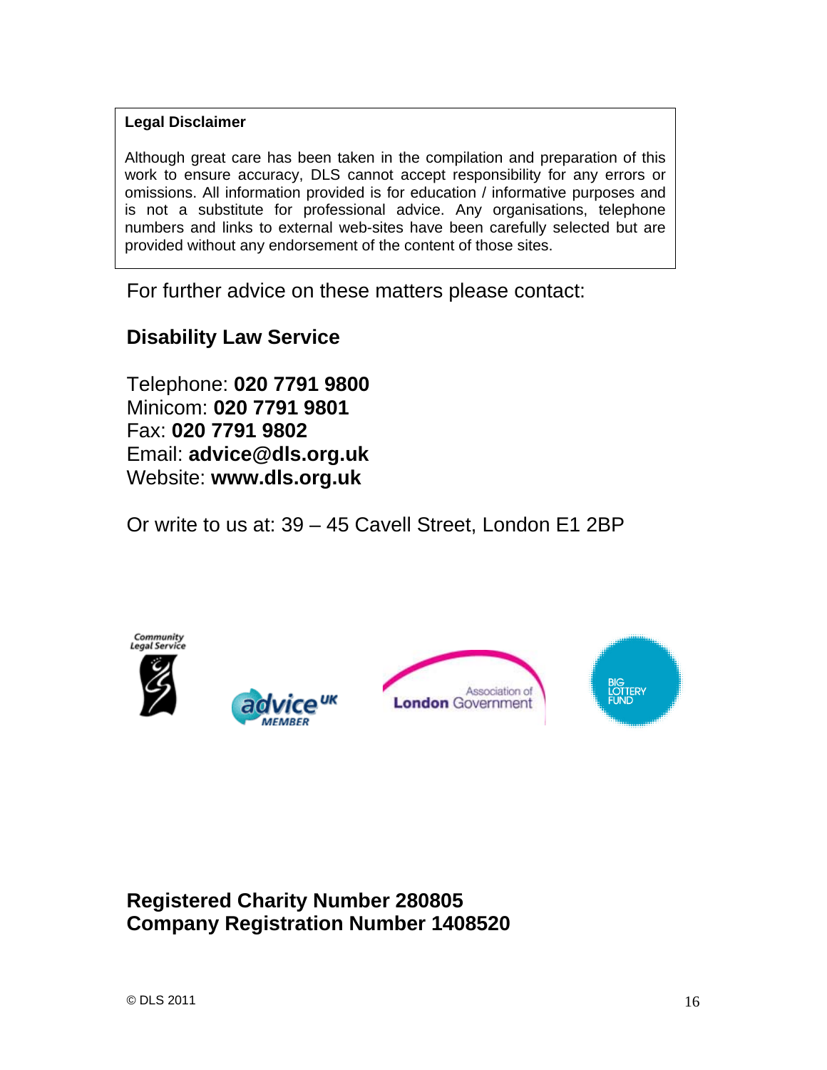**Legal Disclaimer**

Although great care has been taken in the compilation and preparation of this work to ensure accuracy, DLS cannot accept responsibility for any errors or omissions. All information provided is for education / informative purposes and is not a substitute for professional advice. Any organisations, telephone numbers and links to external web-sites have been carefully selected but are provided without any endorsement of the content of those sites.

For further advice on these matters please contact:

**Disability Law Service**

Telephone: **020 7791 9800**
Minicom: **020 7791 9801**
Fax: **020 7791 9802**
Email: **advice@dls.org.uk**
Website: **www.dls.org.uk**

Or write to us at: 39 – 45 Cavell Street, London E1 2BP

Community Legal Service

advice UK MEMBER

Association of London Government

BIG LOTTERY FUND

**Registered Charity Number 280805**
**Company Registration Number 1408520**

© DLS 2011